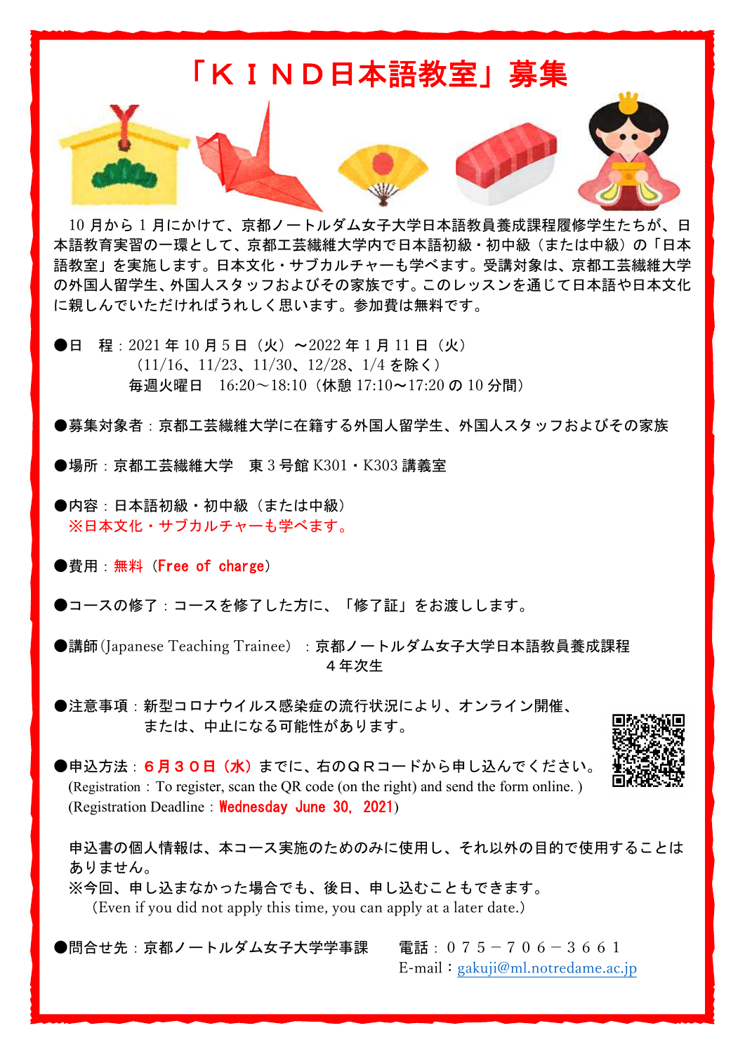# 「ＫＩＮＤ日本語教室」募集

10 月から 1 月にかけて、京都ノートルダム女子大学日本語教員養成課程履修学生たちが、日本語教育実習の一環として、京都工芸繊維大学内で日本語初級・初中級（または中級）の「日本語教室」を実施します。日本文化・サブカルチャーも学べます。受講対象は、京都工芸繊維大学の外国人留学生、外国人スタッフおよびその家族です。このレッスンを通じて日本語や日本文化に親しんでいただければうれしく思います。参加費は無料です。

●日　程：2021 年 10 月 5 日（火）～2022 年 1 月 11 日（火）
（11/16、11/23、11/30、12/28、1/4 を除く）
毎週火曜日　16:20～18:10（休憩 17:10～17:20 の 10 分間）

●募集対象者：京都工芸繊維大学に在籍する外国人留学生、外国人スタッフおよびその家族

●場所：京都工芸繊維大学　東 3 号館 K301・K303 講義室

●内容：日本語初級・初中級（または中級）
※日本文化・サブカルチャーも学べます。

●費用：無料（Free of charge）

●コースの修了：コースを修了した方に、「修了証」をお渡しします。

●講師(Japanese Teaching Trainee)　：京都ノートルダム女子大学日本語教員養成課程
４年次生

●注意事項：新型コロナウイルス感染症の流行状況により、オンライン開催、
または、中止になる可能性があります。

●申込方法：６月３０日（水）までに、右のＱＲコードから申し込んでください。
(Registration：To register, scan the QR code (on the right) and send the form online. )
(Registration Deadline：Wednesday June 30, 2021)

申込書の個人情報は、本コース実施のためのみに使用し、それ以外の目的で使用することはありません。
※今回、申し込まなかった場合でも、後日、申し込むこともできます。
(Even if you did not apply this time, you can apply at a later date.)

●問合せ先：京都ノートルダム女子大学学事課　　電話：０７５－７０６－３６６１
E-mail：gakuji@ml.notredame.ac.jp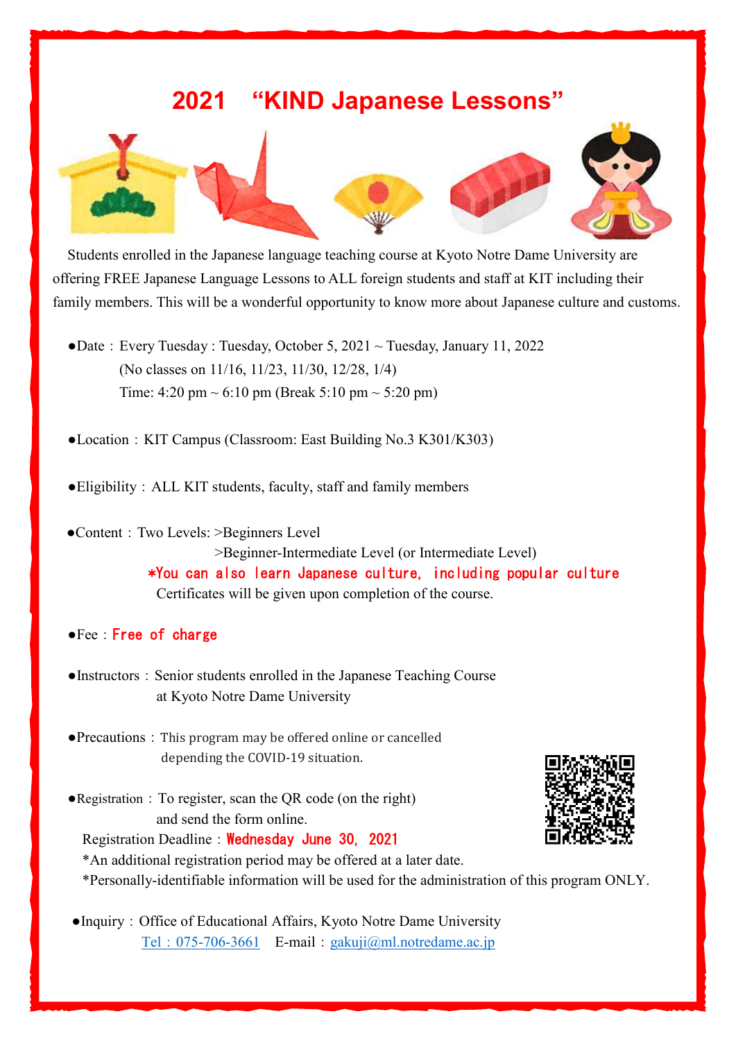# 2021 “KIND Japanese Lessons”

Students enrolled in the Japanese language teaching course at Kyoto Notre Dame University are offering FREE Japanese Language Lessons to ALL foreign students and staff at KIT including their family members. This will be a wonderful opportunity to know more about Japanese culture and customs.

- ●Date：Every Tuesday : Tuesday, October 5, 2021 ~ Tuesday, January 11, 2022
  (No classes on 11/16, 11/23, 11/30, 12/28, 1/4)
  Time: 4:20 pm ~ 6:10 pm (Break 5:10 pm ~ 5:20 pm)

- ●Location：KIT Campus (Classroom: East Building No.3 K301/K303)

- ●Eligibility：ALL KIT students, faculty, staff and family members

- ●Content：Two Levels: >Beginners Level
  >Beginner-Intermediate Level (or Intermediate Level)
  **\*You can also learn Japanese culture, including popular culture**
  Certificates will be given upon completion of the course.

- ●Fee：**Free of charge**

- ●Instructors：Senior students enrolled in the Japanese Teaching Course at Kyoto Notre Dame University

- ●Precautions：This program may be offered online or cancelled depending the COVID-19 situation.

- ●Registration：To register, scan the QR code (on the right) and send the form online.
  Registration Deadline：**Wednesday June 30, 2021**
  *An additional registration period may be offered at a later date.
  *Personally-identifiable information will be used for the administration of this program ONLY.

- ●Inquiry：Office of Educational Affairs, Kyoto Notre Dame University
  Tel：075-706-3661　E-mail：gakuji@ml.notredame.ac.jp